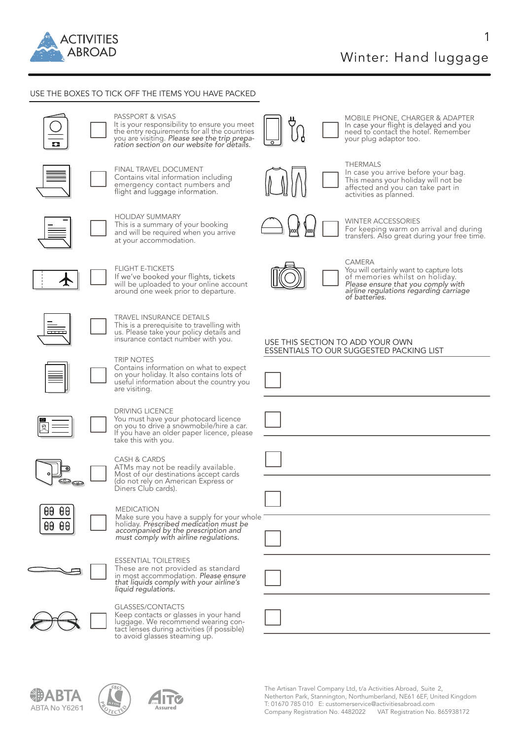# Winter: Hand luggage

## USE THE BOXES TO TICK OFF THE ITEMS YOU HAVE PACKED

- ☐ **PASSPORT & VISAS**
  It is your responsibility to ensure you meet the entry requirements for all the countries you are visiting. *Please see the trip preparation section on our website for details.*

- ☐ **FINAL TRAVEL DOCUMENT**
  Contains vital information including emergency contact numbers and flight and luggage information.

- ☐ **HOLIDAY SUMMARY**
  This is a summary of your booking and will be required when you arrive at your accommodation.

- ☐ **FLIGHT E-TICKETS**
  If we've booked your flights, tickets will be uploaded to your online account around one week prior to departure.

- ☐ **TRAVEL INSURANCE DETAILS**
  This is a prerequisite to travelling with us. Please take your policy details and insurance contact number with you.

- ☐ **TRIP NOTES**
  Contains information on what to expect on your holiday. It also contains lots of useful information about the country you are visiting.

- ☐ **DRIVING LICENCE**
  You must have your photocard licence on you to drive a snowmobile/hire a car. If you have an older paper licence, please take this with you.

- ☐ **CASH & CARDS**
  ATMs may not be readily available. Most of our destinations accept cards (do not rely on American Express or Diners Club cards).

- ☐ **MEDICATION**
  Make sure you have a supply for your whole holiday. *Prescribed medication must be accompanied by the prescription and must comply with airline regulations.*

- ☐ **ESSENTIAL TOILETRIES**
  These are not provided as standard in most accommodation. *Please ensure that liquids comply with your airline's liquid regulations.*

- ☐ **GLASSES/CONTACTS**
  Keep contacts or glasses in your hand luggage. We recommend wearing contact lenses during activities (if possible) to avoid glasses steaming up.

- ☐ **MOBILE PHONE, CHARGER & ADAPTER**
  In case your flight is delayed and you need to contact the hotel. Remember your plug adaptor too.

- ☐ **THERMALS**
  In case you arrive before your bag. This means your holiday will not be affected and you can take part in activities as planned.

- ☐ **WINTER ACCESSORIES**
  For keeping warm on arrival and during transfers. Also great during your free time.

- ☐ **CAMERA**
  You will certainly want to capture lots of memories whilst on holiday. *Please ensure that you comply with airline regulations regarding carriage of batteries.*

## USE THIS SECTION TO ADD YOUR OWN ESSENTIALS TO OUR SUGGESTED PACKING LIST

- ☐ 
- ☐ 
- ☐ 
- ☐ 
- ☐ 
- ☐ 
- ☐ 

ABTA No Y6261

The Artisan Travel Company Ltd, t/a Activities Abroad, Suite 2, Netherton Park, Stannington, Northumberland, NE61 6EF, United Kingdom
T: 01670 785 010 E: customerservice@activitiesabroad.com
Company Registration No. 4482022 VAT Registration No. 865938172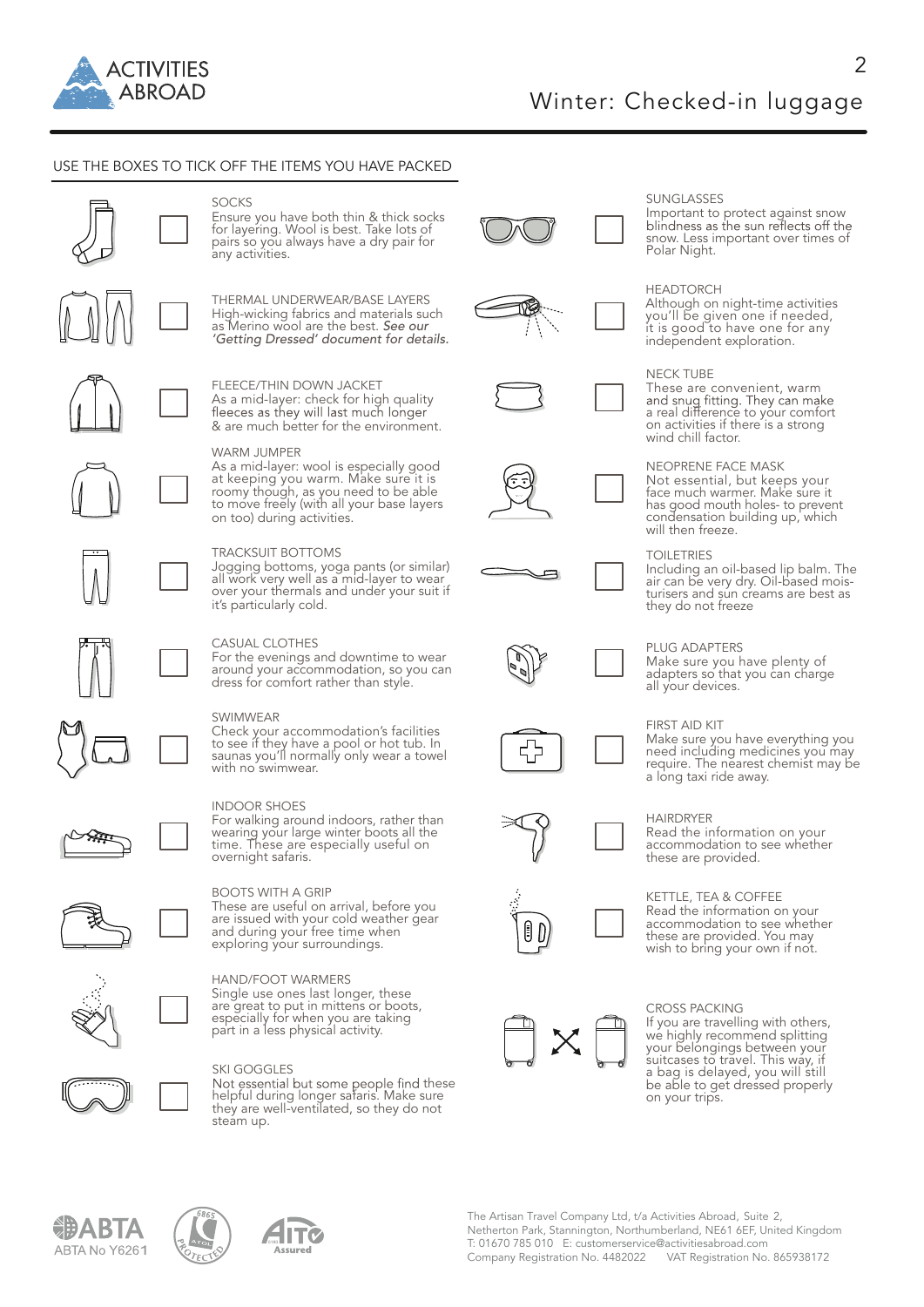# Winter: Checked-in luggage

USE THE BOXES TO TICK OFF THE ITEMS YOU HAVE PACKED

- [ ] **SOCKS**
  Ensure you have both thin & thick socks for layering. Wool is best. Take lots of pairs so you always have a dry pair for any activities.

- [ ] **THERMAL UNDERWEAR/BASE LAYERS**
  High-wicking fabrics and materials such as Merino wool are the best. *See our 'Getting Dressed' document for details.*

- [ ] **FLEECE/THIN DOWN JACKET**
  As a mid-layer: check for high quality fleeces as they will last much longer & are much better for the environment.

- [ ] **WARM JUMPER**
  As a mid-layer: wool is especially good at keeping you warm. Make sure it is roomy though, as you need to be able to move freely (with all your base layers on too) during activities.

- [ ] **TRACKSUIT BOTTOMS**
  Jogging bottoms, yoga pants (or similar) all work very well as a mid-layer to wear over your thermals and under your suit if it's particularly cold.

- [ ] **CASUAL CLOTHES**
  For the evenings and downtime to wear around your accommodation, so you can dress for comfort rather than style.

- [ ] **SWIMWEAR**
  Check your accommodation's facilities to see if they have a pool or hot tub. In saunas you'll normally only wear a towel with no swimwear.

- [ ] **INDOOR SHOES**
  For walking around indoors, rather than wearing your large winter boots all the time. These are especially useful on overnight safaris.

- [ ] **BOOTS WITH A GRIP**
  These are useful on arrival, before you are issued with your cold weather gear and during your free time when exploring your surroundings.

- [ ] **HAND/FOOT WARMERS**
  Single use ones last longer, these are great to put in mittens or boots, especially for when you are taking part in a less physical activity.

- [ ] **SKI GOGGLES**
  Not essential but some people find these helpful during longer safaris. Make sure they are well-ventilated, so they do not steam up.

- [ ] **SUNGLASSES**
  Important to protect against snow blindness as the sun reflects off the snow. Less important over times of Polar Night.

- [ ] **HEADTORCH**
  Although on night-time activities you'll be given one if needed, it is good to have one for any independent exploration.

- [ ] **NECK TUBE**
  These are convenient, warm and snug fitting. They can make a real difference to your comfort on activities if there is a strong wind chill factor.

- [ ] **NEOPRENE FACE MASK**
  Not essential, but keeps your face much warmer. Make sure it has good mouth holes- to prevent condensation building up, which will then freeze.

- [ ] **TOILETRIES**
  Including an oil-based lip balm. The air can be very dry. Oil-based mois-turisers and sun creams are best as they do not freeze

- [ ] **PLUG ADAPTERS**
  Make sure you have plenty of adapters so that you can charge all your devices.

- [ ] **FIRST AID KIT**
  Make sure you have everything you need including medicines you may require. The nearest chemist may be a long taxi ride away.

- [ ] **HAIRDRYER**
  Read the information on your accommodation to see whether these are provided.

- [ ] **KETTLE, TEA & COFFEE**
  Read the information on your accommodation to see whether these are provided. You may wish to bring your own if not.

**CROSS PACKING**
If you are travelling with others, we highly recommend splitting your belongings between your suitcases to travel. This way, if a bag is delayed, you will still be able to get dressed properly on your trips.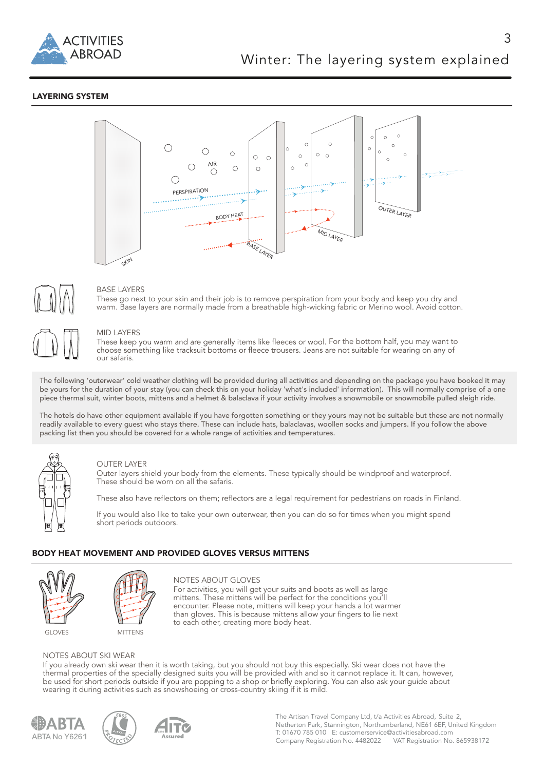# Winter: The layering system explained

## LAYERING SYSTEM

AIR

PERSPIRATION

BODY HEAT

SKIN

BASE LAYER

MID LAYER

OUTER LAYER

### BASE LAYERS

These go next to your skin and their job is to remove perspiration from your body and keep you dry and warm. Base layers are normally made from a breathable high-wicking fabric or Merino wool. Avoid cotton.

### MID LAYERS

These keep you warm and are generally items like fleeces or wool. For the bottom half, you may want to choose something like tracksuit bottoms or fleece trousers. Jeans are not suitable for wearing on any of our safaris.

The following 'outerwear' cold weather clothing will be provided during all activities and depending on the package you have booked it may be yours for the duration of your stay (you can check this on your holiday 'what's included' information). This will normally comprise of a one piece thermal suit, winter boots, mittens and a helmet & balaclava if your activity involves a snowmobile or snowmobile pulled sleigh ride.

The hotels do have other equipment available if you have forgotten something or they yours may not be suitable but these are not normally readily available to every guest who stays there. These can include hats, balaclavas, woollen socks and jumpers. If you follow the above packing list then you should be covered for a whole range of activities and temperatures.

### OUTER LAYER

Outer layers shield your body from the elements. These typically should be windproof and waterproof. These should be worn on all the safaris.

These also have reflectors on them; reflectors are a legal requirement for pedestrians on roads in Finland.

If you would also like to take your own outerwear, then you can do so for times when you might spend short periods outdoors.

## BODY HEAT MOVEMENT AND PROVIDED GLOVES VERSUS MITTENS

GLOVES

MITTENS

### NOTES ABOUT GLOVES

For activities, you will get your suits and boots as well as large mittens. These mittens will be perfect for the conditions you'll encounter. Please note, mittens will keep your hands a lot warmer than gloves. This is because mittens allow your fingers to lie next to each other, creating more body heat.

### NOTES ABOUT SKI WEAR

If you already own ski wear then it is worth taking, but you should not buy this especially. Ski wear does not have the thermal properties of the specially designed suits you will be provided with and so it cannot replace it. It can, however, be used for short periods outside if you are popping to a shop or briefly exploring. You can also ask your guide about wearing it during activities such as snowshoeing or cross-country skiing if it is mild.

ABTA No Y6261

The Artisan Travel Company Ltd, t/a Activities Abroad, Suite 2, Netherton Park, Stannington, Northumberland, NE61 6EF, United Kingdom
T: 01670 785 010 E: customerservice@activitiesabroad.com
Company Registration No. 4482022 VAT Registration No. 865938172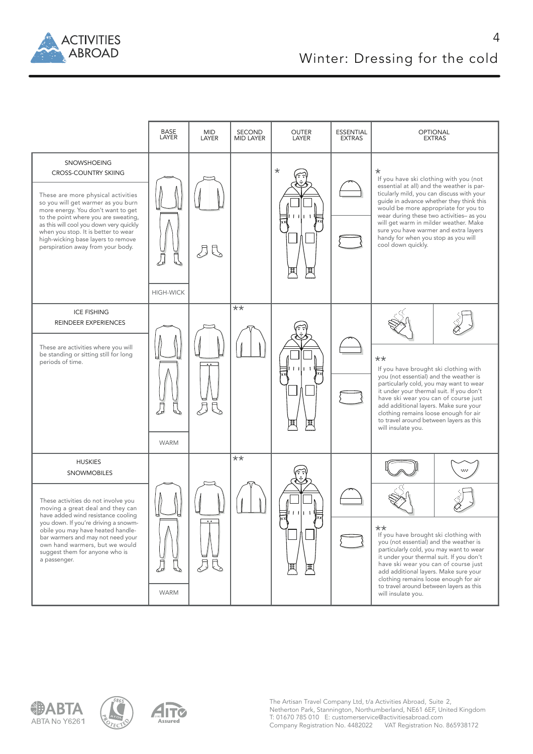# Winter: Dressing for the cold

| | BASE LAYER | MID LAYER | SECOND MID LAYER | OUTER LAYER | ESSENTIAL EXTRAS | OPTIONAL EXTRAS |
|---|---|---|---|---|---|---|
| SNOWSHOEING<br>CROSS-COUNTRY SKIING<br><br>These are more physical activities so you will get warmer as you burn more energy. You don't want to get to the point where you are sweating, as this will cool you down very quickly when you stop. It is better to wear high-wicking base layers to remove perspiration away from your body. | HIGH-WICK | | | * | | *<br>If you have ski clothing with you (not essential at all) and the weather is particularly mild, you can discuss with your guide in advance whether they think this would be more appropriate for you to wear during these two activities– as you will get warm in milder weather. Make sure you have warmer and extra layers handy for when you stop as you will cool down quickly. |
| ICE FISHING<br>REINDEER EXPERIENCES<br><br>These are activities where you will be standing or sitting still for long periods of time. | WARM | | ** | | | **<br>If you have brought ski clothing with you (not essential) and the weather is particularly cold, you may want to wear it under your thermal suit. If you don't have ski wear you can of course just add additional layers. Make sure your clothing remains loose enough for air to travel around between layers as this will insulate you. |
| HUSKIES<br>SNOWMOBILES<br><br>These activities do not involve you moving a great deal and they can have added wind resistance cooling you down. If you're driving a snowmobile you may have heated handlebar warmers and may not need your own hand warmers, but we would suggest them for anyone who is a passenger. | WARM | | ** | | | **<br>If you have brought ski clothing with you (not essential) and the weather is particularly cold, you may want to wear it under your thermal suit. If you don't have ski wear you can of course just add additional layers. Make sure your clothing remains loose enough for air to travel around between layers as this will insulate you. |

The Artisan Travel Company Ltd, t/a Activities Abroad, Suite 2, Netherton Park, Stannington, Northumberland, NE61 6EF, United Kingdom
T: 01670 785 010 E: customerservice@activitiesabroad.com
Company Registration No. 4482022 VAT Registration No. 865938172

ABTA No Y6261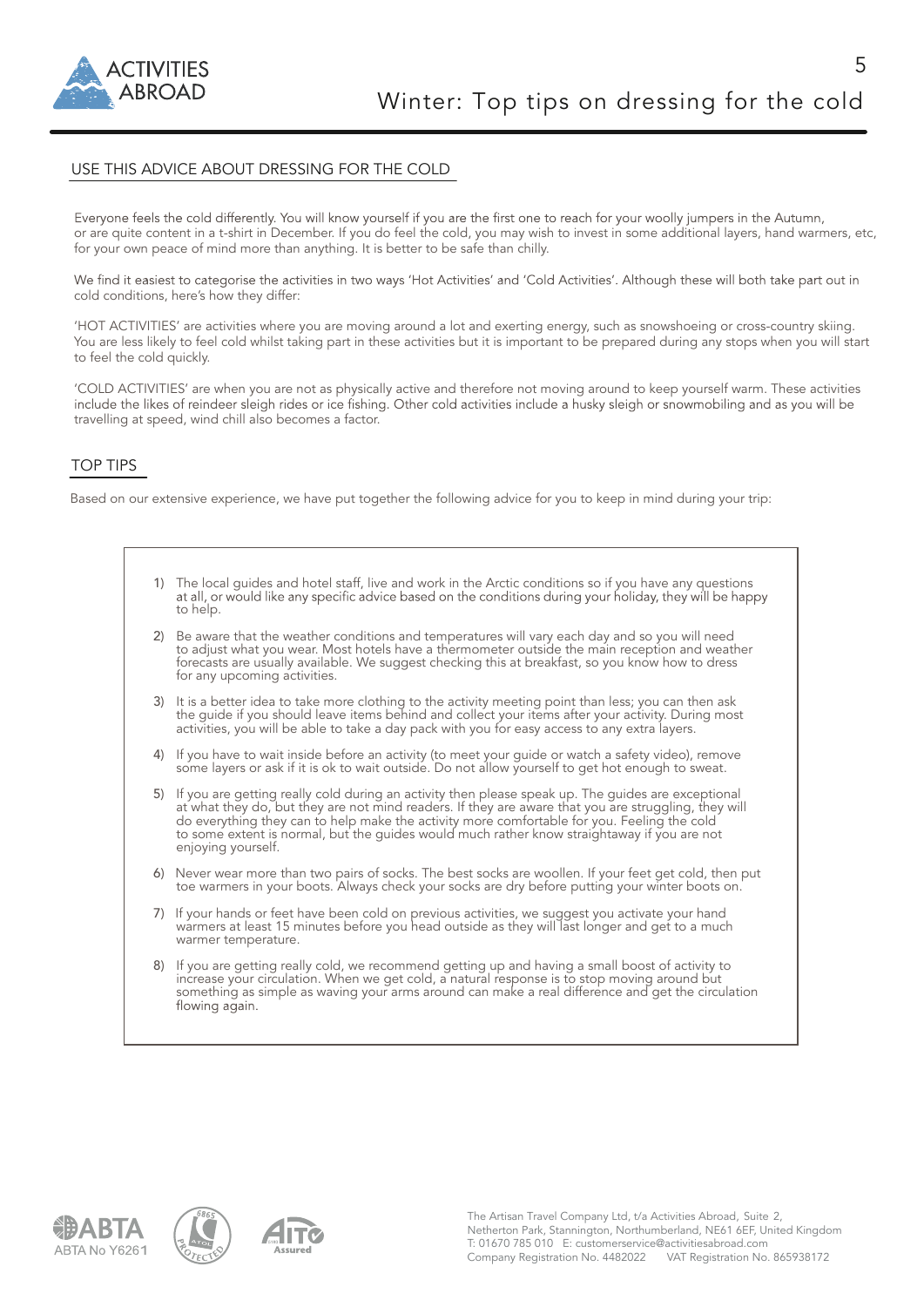# Winter: Top tips on dressing for the cold

## USE THIS ADVICE ABOUT DRESSING FOR THE COLD

Everyone feels the cold differently. You will know yourself if you are the first one to reach for your woolly jumpers in the Autumn, or are quite content in a t-shirt in December. If you do feel the cold, you may wish to invest in some additional layers, hand warmers, etc, for your own peace of mind more than anything. It is better to be safe than chilly.

We find it easiest to categorise the activities in two ways 'Hot Activities' and 'Cold Activities'. Although these will both take part out in cold conditions, here's how they differ:

'HOT ACTIVITIES' are activities where you are moving around a lot and exerting energy, such as snowshoeing or cross-country skiing. You are less likely to feel cold whilst taking part in these activities but it is important to be prepared during any stops when you will start to feel the cold quickly.

'COLD ACTIVITIES' are when you are not as physically active and therefore not moving around to keep yourself warm. These activities include the likes of reindeer sleigh rides or ice fishing. Other cold activities include a husky sleigh or snowmobiling and as you will be travelling at speed, wind chill also becomes a factor.

## TOP TIPS

Based on our extensive experience, we have put together the following advice for you to keep in mind during your trip:

1) The local guides and hotel staff, live and work in the Arctic conditions so if you have any questions at all, or would like any specific advice based on the conditions during your holiday, they will be happy to help.

2) Be aware that the weather conditions and temperatures will vary each day and so you will need to adjust what you wear. Most hotels have a thermometer outside the main reception and weather forecasts are usually available. We suggest checking this at breakfast, so you know how to dress for any upcoming activities.

3) It is a better idea to take more clothing to the activity meeting point than less; you can then ask the guide if you should leave items behind and collect your items after your activity. During most activities, you will be able to take a day pack with you for easy access to any extra layers.

4) If you have to wait inside before an activity (to meet your guide or watch a safety video), remove some layers or ask if it is ok to wait outside. Do not allow yourself to get hot enough to sweat.

5) If you are getting really cold during an activity then please speak up. The guides are exceptional at what they do, but they are not mind readers. If they are aware that you are struggling, they will do everything they can to help make the activity more comfortable for you. Feeling the cold to some extent is normal, but the guides would much rather know straightaway if you are not enjoying yourself.

6) Never wear more than two pairs of socks. The best socks are woollen. If your feet get cold, then put toe warmers in your boots. Always check your socks are dry before putting your winter boots on.

7) If your hands or feet have been cold on previous activities, we suggest you activate your hand warmers at least 15 minutes before you head outside as they will last longer and get to a much warmer temperature.

8) If you are getting really cold, we recommend getting up and having a small boost of activity to increase your circulation. When we get cold, a natural response is to stop moving around but something as simple as waving your arms around can make a real difference and get the circulation flowing again.

ABTA No Y6261

The Artisan Travel Company Ltd, t/a Activities Abroad, Suite 2, Netherton Park, Stannington, Northumberland, NE61 6EF, United Kingdom
T: 01670 785 010 E: customerservice@activitiesabroad.com
Company Registration No. 4482022 VAT Registration No. 865938172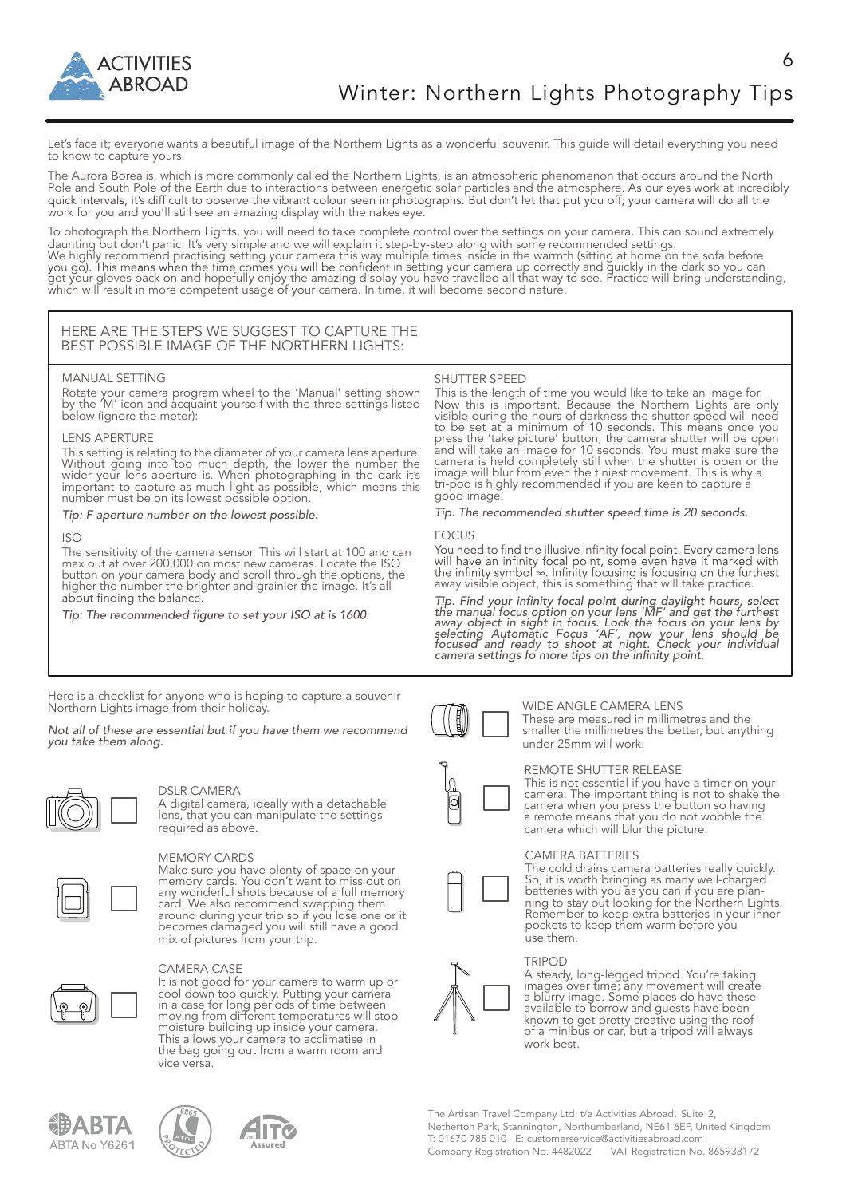# Winter: Northern Lights Photography Tips

Let's face it; everyone wants a beautiful image of the Northern Lights as a wonderful souvenir. This guide will detail everything you need to know to capture yours.

The Aurora Borealis, which is more commonly called the Northern Lights, is an atmospheric phenomenon that occurs around the North Pole and South Pole of the Earth due to interactions between energetic solar particles and the atmosphere. As our eyes work at incredibly quick intervals, it's difficult to observe the vibrant colour seen in photographs. But don't let that put you off; your camera will do all the work for you and you'll still see an amazing display with the nakes eye.

To photograph the Northern Lights, you will need to take complete control over the settings on your camera. This can sound extremely daunting but don't panic. It's very simple and we will explain it step-by-step along with some recommended settings.
We highly recommend practising setting your camera this way multiple times inside in the warmth (sitting at home on the sofa before you go). This means when the time comes you will be confident in setting your camera up correctly and quickly in the dark so you can get your gloves back on and hopefully enjoy the amazing display you have travelled all that way to see. Practice will bring understanding, which will result in more competent usage of your camera. In time, it will become second nature.

## HERE ARE THE STEPS WE SUGGEST TO CAPTURE THE BEST POSSIBLE IMAGE OF THE NORTHERN LIGHTS:

### MANUAL SETTING

Rotate your camera program wheel to the 'Manual' setting shown by the 'M' icon and acquaint yourself with the three settings listed below (ignore the meter):

### LENS APERTURE

This setting is relating to the diameter of your camera lens aperture. Without going into too much depth, the lower the number the wider your lens aperture is. When photographing in the dark it's important to capture as much light as possible, which means this number must be on its lowest possible option.

*Tip: F aperture number on the lowest possible.*

### ISO

The sensitivity of the camera sensor. This will start at 100 and can max out at over 200,000 on most new cameras. Locate the ISO button on your camera body and scroll through the options, the higher the number the brighter and grainier the image. It's all about finding the balance.

*Tip: The recommended figure to set your ISO at is 1600.*

### SHUTTER SPEED

This is the length of time you would like to take an image for. Now this is important. Because the Northern Lights are only visible during the hours of darkness the shutter speed will need to be set at a minimum of 10 seconds. This means once you press the 'take picture' button, the camera shutter will be open and will take an image for 10 seconds. You must make sure the camera is held completely still when the shutter is open or the image will blur from even the tiniest movement. This is why a tri-pod is highly recommended if you are keen to capture a good image.

*Tip. The recommended shutter speed time is 20 seconds.*

### FOCUS

You need to find the illusive infinity focal point. Every camera lens will have an infinity focal point, some even have it marked with the infinity symbol ∞. Infinity focusing is focusing on the furthest away visible object, this is something that will take practice.

*Tip. Find your infinity focal point during daylight hours, select the manual focus option on your lens 'MF' and get the furthest away object in sight in focus. Lock the focus on your lens by selecting Automatic Focus 'AF', now your lens should be focused and ready to shoot at night. Check your individual camera settings fo more tips on the infinity point.*

Here is a checklist for anyone who is hoping to capture a souvenir Northern Lights image from their holiday.

*Not all of these are essential but if you have them we recommend you take them along.*

- [ ] **DSLR CAMERA**
  A digital camera, ideally with a detachable lens, that you can manipulate the settings required as above.

- [ ] **MEMORY CARDS**
  Make sure you have plenty of space on your memory cards. You don't want to miss out on any wonderful shots because of a full memory card. We also recommend swapping them around during your trip so if you lose one or it becomes damaged you will still have a good mix of pictures from your trip.

- [ ] **CAMERA CASE**
  It is not good for your camera to warm up or cool down too quickly. Putting your camera in a case for long periods of time between moving from different temperatures will stop moisture building up inside your camera. This allows your camera to acclimatise in the bag going out from a warm room and vice versa.

- [ ] **WIDE ANGLE CAMERA LENS**
  These are measured in millimetres and the smaller the millimetres the better, but anything under 25mm will work.

- [ ] **REMOTE SHUTTER RELEASE**
  This is not essential if you have a timer on your camera. The important thing is not to shake the camera when you press the button so having a remote means that you do not wobble the camera which will blur the picture.

- [ ] **CAMERA BATTERIES**
  The cold drains camera batteries really quickly. So, it is worth bringing as many well-charged batteries with you as you can if you are planning to stay out looking for the Northern Lights. Remember to keep extra batteries in your inner pockets to keep them warm before you use them.

- [ ] **TRIPOD**
  A steady, long-legged tripod. You're taking images over time; any movement will create a blurry image. Some places do have these available to borrow and guests have been known to get pretty creative using the roof of a minibus or car, but a tripod will always work best.

ABTA No Y6261

The Artisan Travel Company Ltd, t/a Activities Abroad, Suite 2, Netherton Park, Stannington, Northumberland, NE61 6EF, United Kingdom
T: 01670 785 010 E: customerservice@activitiesabroad.com
Company Registration No. 4482022 VAT Registration No. 865938172